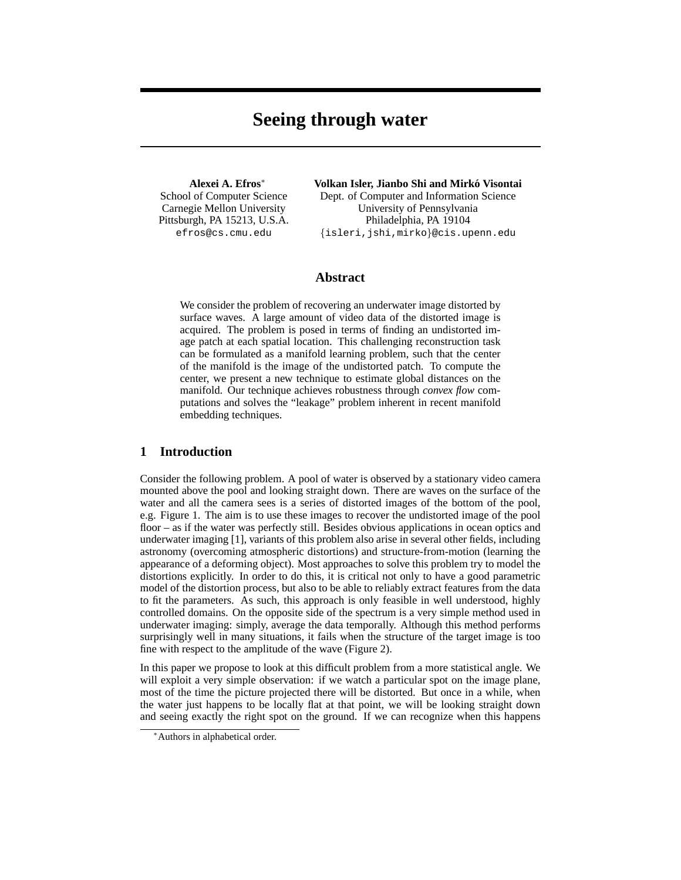# Seeing through water

**Alexei A. Efros**[*]
School of Computer Science
Carnegie Mellon University
Pittsburgh, PA 15213, U.S.A.
efros@cs.cmu.edu

**Volkan Isler, Jianbo Shi and Mirkó Visontai**
Dept. of Computer and Information Science
University of Pennsylvania
Philadelphia, PA 19104
{isleri,jshi,mirko}@cis.upenn.edu

## Abstract

We consider the problem of recovering an underwater image distorted by surface waves. A large amount of video data of the distorted image is acquired. The problem is posed in terms of finding an undistorted image patch at each spatial location. This challenging reconstruction task can be formulated as a manifold learning problem, such that the center of the manifold is the image of the undistorted patch. To compute the center, we present a new technique to estimate global distances on the manifold. Our technique achieves robustness through *convex flow* computations and solves the "leakage" problem inherent in recent manifold embedding techniques.

## 1 Introduction

Consider the following problem. A pool of water is observed by a stationary video camera mounted above the pool and looking straight down. There are waves on the surface of the water and all the camera sees is a series of distorted images of the bottom of the pool, e.g. Figure 1. The aim is to use these images to recover the undistorted image of the pool floor – as if the water was perfectly still. Besides obvious applications in ocean optics and underwater imaging [1], variants of this problem also arise in several other fields, including astronomy (overcoming atmospheric distortions) and structure-from-motion (learning the appearance of a deforming object). Most approaches to solve this problem try to model the distortions explicitly. In order to do this, it is critical not only to have a good parametric model of the distortion process, but also to be able to reliably extract features from the data to fit the parameters. As such, this approach is only feasible in well understood, highly controlled domains. On the opposite side of the spectrum is a very simple method used in underwater imaging: simply, average the data temporally. Although this method performs surprisingly well in many situations, it fails when the structure of the target image is too fine with respect to the amplitude of the wave (Figure 2).

In this paper we propose to look at this difficult problem from a more statistical angle. We will exploit a very simple observation: if we watch a particular spot on the image plane, most of the time the picture projected there will be distorted. But once in a while, when the water just happens to be locally flat at that point, we will be looking straight down and seeing exactly the right spot on the ground. If we can recognize when this happens

[*]Authors in alphabetical order.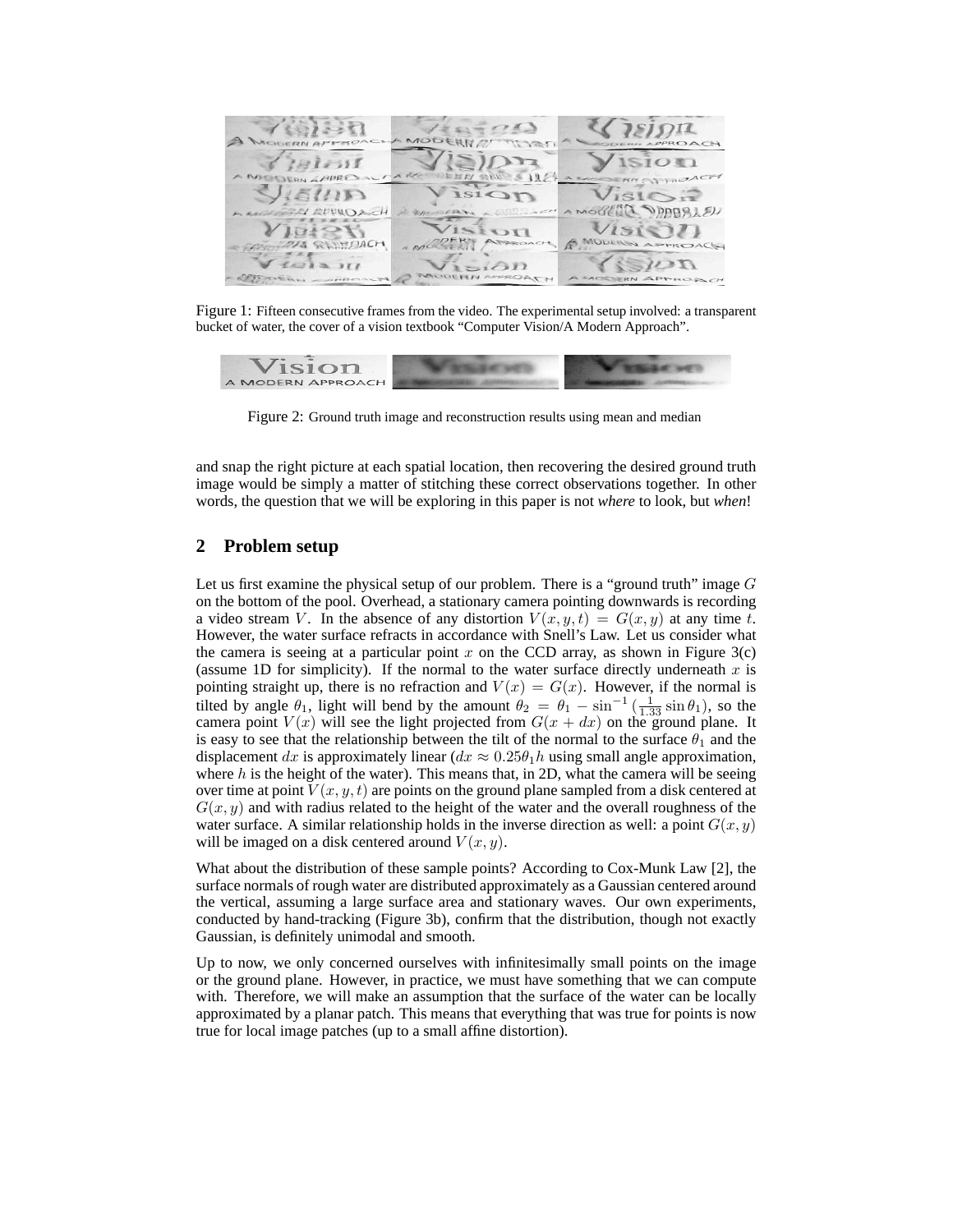Figure 1: Fifteen consecutive frames from the video. The experimental setup involved: a transparent bucket of water, the cover of a vision textbook "Computer Vision/A Modern Approach".

Figure 2: Ground truth image and reconstruction results using mean and median

and snap the right picture at each spatial location, then recovering the desired ground truth image would be simply a matter of stitching these correct observations together. In other words, the question that we will be exploring in this paper is not ***where*** to look, but ***when***!

## 2 Problem setup

Let us first examine the physical setup of our problem. There is a "ground truth" image $G$ on the bottom of the pool. Overhead, a stationary camera pointing downwards is recording a video stream $V$. In the absence of any distortion $V(x, y, t) = G(x, y)$ at any time $t$. However, the water surface refracts in accordance with Snell's Law. Let us consider what the camera is seeing at a particular point $x$ on the CCD array, as shown in Figure 3(c) (assume 1D for simplicity). If the normal to the water surface directly underneath $x$ is pointing straight up, there is no refraction and $V(x) = G(x)$. However, if the normal is tilted by angle $\theta_1$, light will bend by the amount $\theta_2 = \theta_1 - \sin^{-1}(\frac{1}{1.33}\sin\theta_1)$, so the camera point $V(x)$ will see the light projected from $G(x + dx)$ on the ground plane. It is easy to see that the relationship between the tilt of the normal to the surface $\theta_1$ and the displacement $dx$ is approximately linear ($dx \approx 0.25\theta_1 h$ using small angle approximation, where $h$ is the height of the water). This means that, in 2D, what the camera will be seeing over time at point $V(x, y, t)$ are points on the ground plane sampled from a disk centered at $G(x, y)$ and with radius related to the height of the water and the overall roughness of the water surface. A similar relationship holds in the inverse direction as well: a point $G(x, y)$ will be imaged on a disk centered around $V(x, y)$.

What about the distribution of these sample points? According to Cox-Munk Law [2], the surface normals of rough water are distributed approximately as a Gaussian centered around the vertical, assuming a large surface area and stationary waves. Our own experiments, conducted by hand-tracking (Figure 3b), confirm that the distribution, though not exactly Gaussian, is definitely unimodal and smooth.

Up to now, we only concerned ourselves with infinitesimally small points on the image or the ground plane. However, in practice, we must have something that we can compute with. Therefore, we will make an assumption that the surface of the water can be locally approximated by a planar patch. This means that everything that was true for points is now true for local image patches (up to a small affine distortion).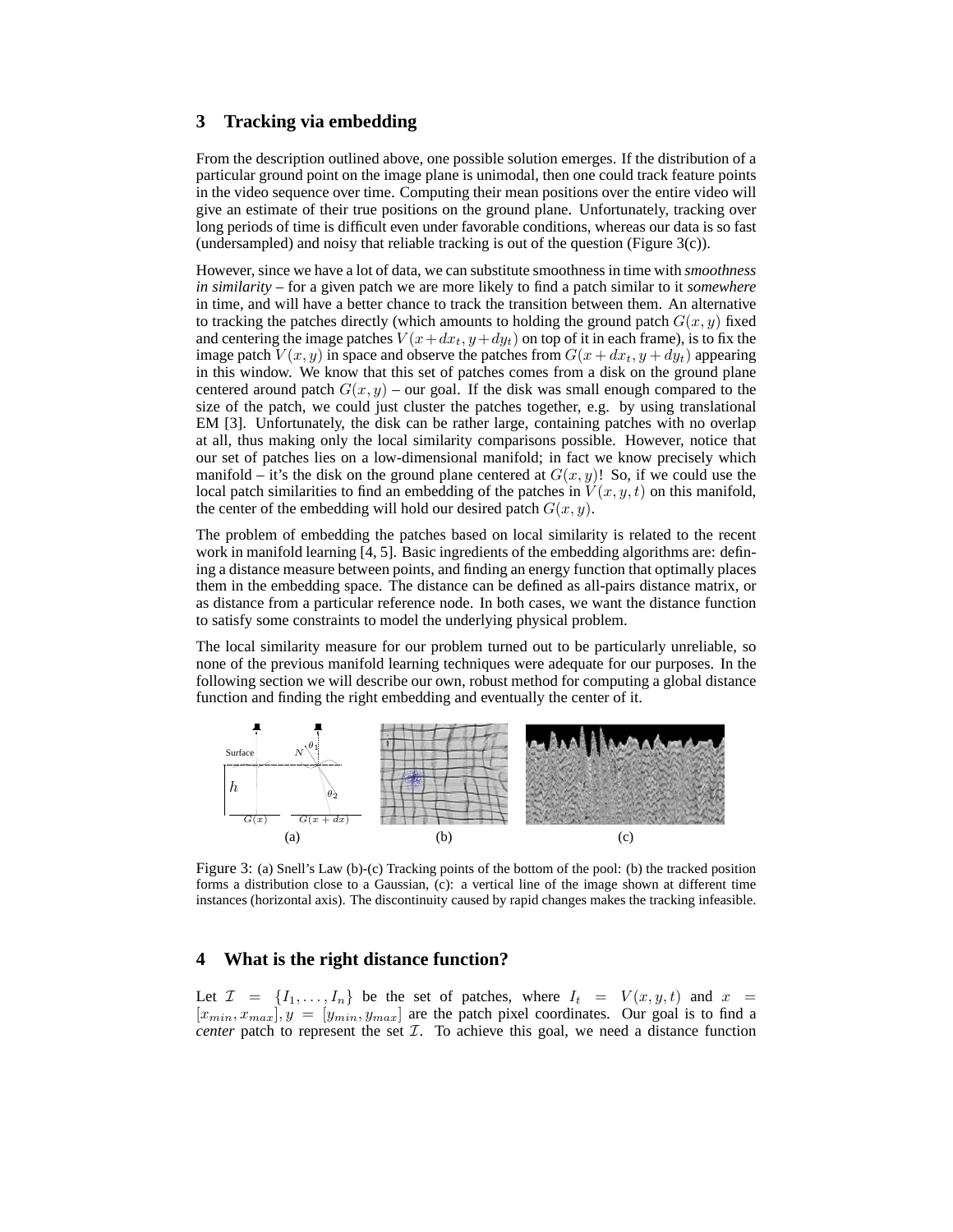## 3 Tracking via embedding

From the description outlined above, one possible solution emerges. If the distribution of a particular ground point on the image plane is unimodal, then one could track feature points in the video sequence over time. Computing their mean positions over the entire video will give an estimate of their true positions on the ground plane. Unfortunately, tracking over long periods of time is difficult even under favorable conditions, whereas our data is so fast (undersampled) and noisy that reliable tracking is out of the question (Figure 3(c)).

However, since we have a lot of data, we can substitute smoothness in time with *smoothness in similarity* – for a given patch we are more likely to find a patch similar to it *somewhere* in time, and will have a better chance to track the transition between them. An alternative to tracking the patches directly (which amounts to holding the ground patch $G(x, y)$ fixed and centering the image patches $V(x+dx_t, y+dy_t)$ on top of it in each frame), is to fix the image patch $V(x, y)$ in space and observe the patches from $G(x + dx_t, y + dy_t)$ appearing in this window. We know that this set of patches comes from a disk on the ground plane centered around patch $G(x, y)$ – our goal. If the disk was small enough compared to the size of the patch, we could just cluster the patches together, e.g. by using translational EM [3]. Unfortunately, the disk can be rather large, containing patches with no overlap at all, thus making only the local similarity comparisons possible. However, notice that our set of patches lies on a low-dimensional manifold; in fact we know precisely which manifold – it's the disk on the ground plane centered at $G(x, y)$! So, if we could use the local patch similarities to find an embedding of the patches in $V(x, y, t)$ on this manifold, the center of the embedding will hold our desired patch $G(x, y)$.

The problem of embedding the patches based on local similarity is related to the recent work in manifold learning [4, 5]. Basic ingredients of the embedding algorithms are: defining a distance measure between points, and finding an energy function that optimally places them in the embedding space. The distance can be defined as all-pairs distance matrix, or as distance from a particular reference node. In both cases, we want the distance function to satisfy some constraints to model the underlying physical problem.

The local similarity measure for our problem turned out to be particularly unreliable, so none of the previous manifold learning techniques were adequate for our purposes. In the following section we will describe our own, robust method for computing a global distance function and finding the right embedding and eventually the center of it.

Figure 3: (a) Snell's Law (b)-(c) Tracking points of the bottom of the pool: (b) the tracked position forms a distribution close to a Gaussian, (c): a vertical line of the image shown at different time instances (horizontal axis). The discontinuity caused by rapid changes makes the tracking infeasible.

## 4 What is the right distance function?

Let $\mathcal{I} = \{I_1, \ldots, I_n\}$ be the set of patches, where $I_t = V(x, y, t)$ and $x = [x_{min}, x_{max}], y = [y_{min}, y_{max}]$ are the patch pixel coordinates. Our goal is to find a *center* patch to represent the set $\mathcal{I}$. To achieve this goal, we need a distance function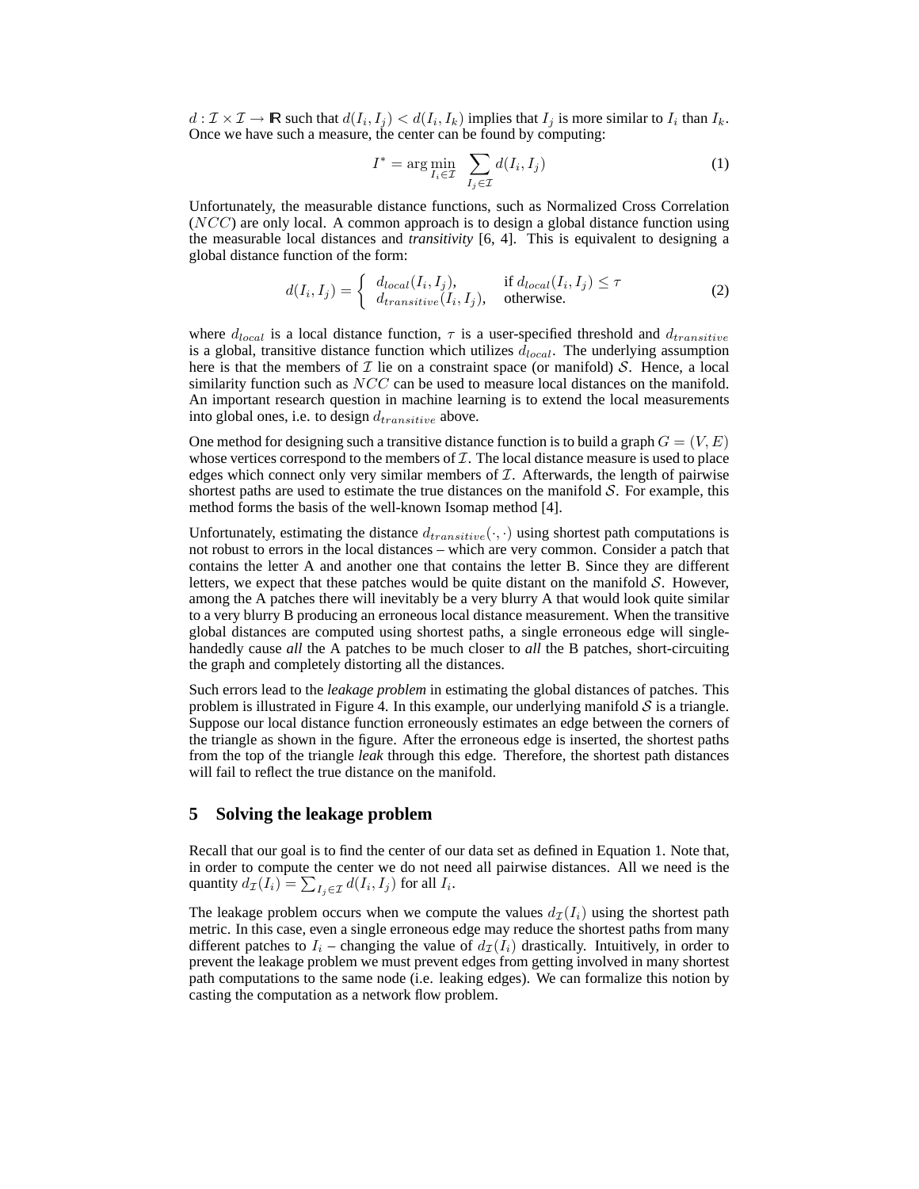$d : \mathcal{I} \times \mathcal{I} \to \mathbb{R}$ such that $d(I_i, I_j) < d(I_i, I_k)$ implies that $I_j$ is more similar to $I_i$ than $I_k$. Once we have such a measure, the center can be found by computing:

$$I^* = \arg\min_{I_i \in \mathcal{I}} \sum_{I_j \in \mathcal{I}} d(I_i, I_j) \tag{1}$$

Unfortunately, the measurable distance functions, such as Normalized Cross Correlation ($NCC$) are only local. A common approach is to design a global distance function using the measurable local distances and ***transitivity*** [6, 4]. This is equivalent to designing a global distance function of the form:

$$d(I_i, I_j) = \begin{cases} d_{local}(I_i, I_j), & \text{if } d_{local}(I_i, I_j) \leq \tau \\ d_{transitive}(I_i, I_j), & \text{otherwise.} \end{cases} \tag{2}$$

where $d_{local}$ is a local distance function, $\tau$ is a user-specified threshold and $d_{transitive}$ is a global, transitive distance function which utilizes $d_{local}$. The underlying assumption here is that the members of $\mathcal{I}$ lie on a constraint space (or manifold) $\mathcal{S}$. Hence, a local similarity function such as $NCC$ can be used to measure local distances on the manifold. An important research question in machine learning is to extend the local measurements into global ones, i.e. to design $d_{transitive}$ above.

One method for designing such a transitive distance function is to build a graph $G = (V, E)$ whose vertices correspond to the members of $\mathcal{I}$. The local distance measure is used to place edges which connect only very similar members of $\mathcal{I}$. Afterwards, the length of pairwise shortest paths are used to estimate the true distances on the manifold $\mathcal{S}$. For example, this method forms the basis of the well-known Isomap method [4].

Unfortunately, estimating the distance $d_{transitive}(\cdot, \cdot)$ using shortest path computations is not robust to errors in the local distances – which are very common. Consider a patch that contains the letter A and another one that contains the letter B. Since they are different letters, we expect that these patches would be quite distant on the manifold $\mathcal{S}$. However, among the A patches there will inevitably be a very blurry A that would look quite similar to a very blurry B producing an erroneous local distance measurement. When the transitive global distances are computed using shortest paths, a single erroneous edge will single-handedly cause ***all*** the A patches to be much closer to ***all*** the B patches, short-circuiting the graph and completely distorting all the distances.

Such errors lead to the *leakage problem* in estimating the global distances of patches. This problem is illustrated in Figure 4. In this example, our underlying manifold $\mathcal{S}$ is a triangle. Suppose our local distance function erroneously estimates an edge between the corners of the triangle as shown in the figure. After the erroneous edge is inserted, the shortest paths from the top of the triangle *leak* through this edge. Therefore, the shortest path distances will fail to reflect the true distance on the manifold.

## 5 Solving the leakage problem

Recall that our goal is to find the center of our data set as defined in Equation 1. Note that, in order to compute the center we do not need all pairwise distances. All we need is the quantity $d_{\mathcal{I}}(I_i) = \sum_{I_j \in \mathcal{I}} d(I_i, I_j)$ for all $I_i$.

The leakage problem occurs when we compute the values $d_{\mathcal{I}}(I_i)$ using the shortest path metric. In this case, even a single erroneous edge may reduce the shortest paths from many different patches to $I_i$ – changing the value of $d_{\mathcal{I}}(I_i)$ drastically. Intuitively, in order to prevent the leakage problem we must prevent edges from getting involved in many shortest path computations to the same node (i.e. leaking edges). We can formalize this notion by casting the computation as a network flow problem.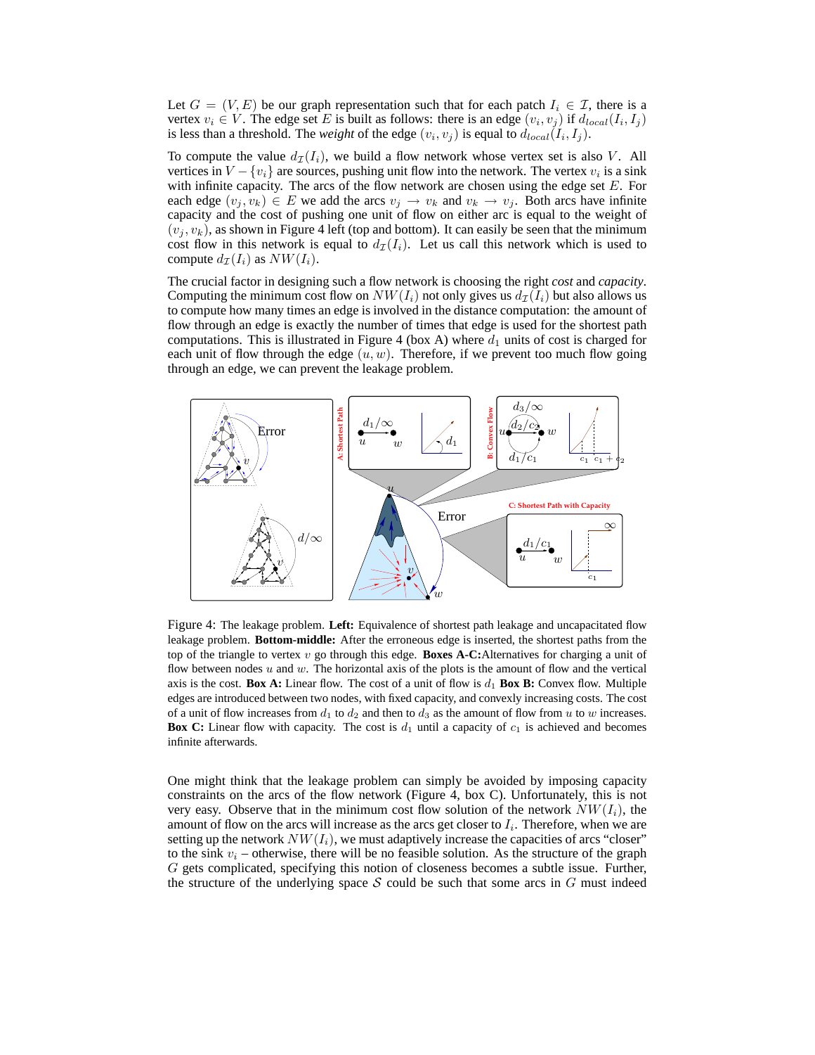Let $G = (V, E)$ be our graph representation such that for each patch $I_i \in \mathcal{I}$, there is a vertex $v_i \in V$. The edge set $E$ is built as follows: there is an edge $(v_i, v_j)$ if $d_{local}(I_i, I_j)$ is less than a threshold. The *weight* of the edge $(v_i, v_j)$ is equal to $d_{local}(I_i, I_j)$.

To compute the value $d_{\mathcal{I}}(I_i)$, we build a flow network whose vertex set is also $V$. All vertices in $V - \{v_i\}$ are sources, pushing unit flow into the network. The vertex $v_i$ is a sink with infinite capacity. The arcs of the flow network are chosen using the edge set $E$. For each edge $(v_j, v_k) \in E$ we add the arcs $v_j \to v_k$ and $v_k \to v_j$. Both arcs have infinite capacity and the cost of pushing one unit of flow on either arc is equal to the weight of $(v_j, v_k)$, as shown in Figure 4 left (top and bottom). It can easily be seen that the minimum cost flow in this network is equal to $d_{\mathcal{I}}(I_i)$. Let us call this network which is used to compute $d_{\mathcal{I}}(I_i)$ as $NW(I_i)$.

The crucial factor in designing such a flow network is choosing the right *cost* and *capacity*. Computing the minimum cost flow on $NW(I_i)$ not only gives us $d_{\mathcal{I}}(I_i)$ but also allows us to compute how many times an edge is involved in the distance computation: the amount of flow through an edge is exactly the number of times that edge is used for the shortest path computations. This is illustrated in Figure 4 (box A) where $d_1$ units of cost is charged for each unit of flow through the edge $(u, w)$. Therefore, if we prevent too much flow going through an edge, we can prevent the leakage problem.

Figure 4: The leakage problem. **Left:** Equivalence of shortest path leakage and uncapacitated flow leakage problem. **Bottom-middle:** After the erroneous edge is inserted, the shortest paths from the top of the triangle to vertex $v$ go through this edge. **Boxes A-C:** Alternatives for charging a unit of flow between nodes $u$ and $w$. The horizontal axis of the plots is the amount of flow and the vertical axis is the cost. **Box A:** Linear flow. The cost of a unit of flow is $d_1$ **Box B:** Convex flow. Multiple edges are introduced between two nodes, with fixed capacity, and convexly increasing costs. The cost of a unit of flow increases from $d_1$ to $d_2$ and then to $d_3$ as the amount of flow from $u$ to $w$ increases. **Box C:** Linear flow with capacity. The cost is $d_1$ until a capacity of $c_1$ is achieved and becomes infinite afterwards.

One might think that the leakage problem can simply be avoided by imposing capacity constraints on the arcs of the flow network (Figure 4, box C). Unfortunately, this is not very easy. Observe that in the minimum cost flow solution of the network $NW(I_i)$, the amount of flow on the arcs will increase as the arcs get closer to $I_i$. Therefore, when we are setting up the network $NW(I_i)$, we must adaptively increase the capacities of arcs "closer" to the sink $v_i$ – otherwise, there will be no feasible solution. As the structure of the graph $G$ gets complicated, specifying this notion of closeness becomes a subtle issue. Further, the structure of the underlying space $\mathcal{S}$ could be such that some arcs in $G$ must indeed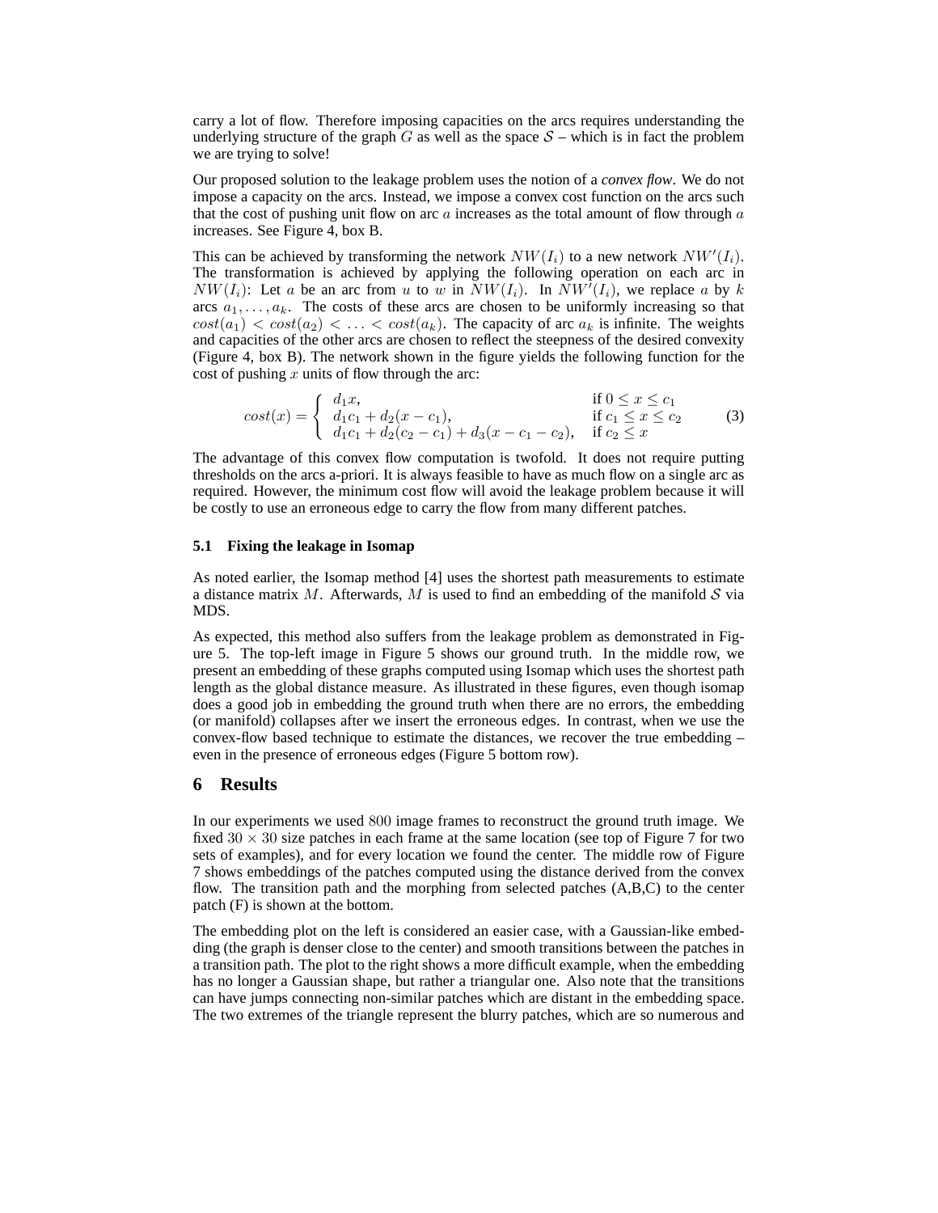carry a lot of flow. Therefore imposing capacities on the arcs requires understanding the underlying structure of the graph $G$ as well as the space $\mathcal{S}$ – which is in fact the problem we are trying to solve!

Our proposed solution to the leakage problem uses the notion of a *convex flow*. We do not impose a capacity on the arcs. Instead, we impose a convex cost function on the arcs such that the cost of pushing unit flow on arc $a$ increases as the total amount of flow through $a$ increases. See Figure 4, box B.

This can be achieved by transforming the network $NW(I_i)$ to a new network $NW'(I_i)$. The transformation is achieved by applying the following operation on each arc in $NW(I_i)$: Let $a$ be an arc from $u$ to $w$ in $NW(I_i)$. In $NW'(I_i)$, we replace $a$ by $k$ arcs $a_1, \ldots, a_k$. The costs of these arcs are chosen to be uniformly increasing so that $cost(a_1) < cost(a_2) < \ldots < cost(a_k)$. The capacity of arc $a_k$ is infinite. The weights and capacities of the other arcs are chosen to reflect the steepness of the desired convexity (Figure 4, box B). The network shown in the figure yields the following function for the cost of pushing $x$ units of flow through the arc:

$$cost(x) = \begin{cases} d_1 x, & \text{if } 0 \leq x \leq c_1 \\ d_1 c_1 + d_2(x - c_1), & \text{if } c_1 \leq x \leq c_2 \\ d_1 c_1 + d_2(c_2 - c_1) + d_3(x - c_1 - c_2), & \text{if } c_2 \leq x \end{cases} \quad (3)$$

The advantage of this convex flow computation is twofold. It does not require putting thresholds on the arcs a-priori. It is always feasible to have as much flow on a single arc as required. However, the minimum cost flow will avoid the leakage problem because it will be costly to use an erroneous edge to carry the flow from many different patches.

### 5.1 Fixing the leakage in Isomap

As noted earlier, the Isomap method [4] uses the shortest path measurements to estimate a distance matrix $M$. Afterwards, $M$ is used to find an embedding of the manifold $\mathcal{S}$ via MDS.

As expected, this method also suffers from the leakage problem as demonstrated in Figure 5. The top-left image in Figure 5 shows our ground truth. In the middle row, we present an embedding of these graphs computed using Isomap which uses the shortest path length as the global distance measure. As illustrated in these figures, even though isomap does a good job in embedding the ground truth when there are no errors, the embedding (or manifold) collapses after we insert the erroneous edges. In contrast, when we use the convex-flow based technique to estimate the distances, we recover the true embedding – even in the presence of erroneous edges (Figure 5 bottom row).

## 6 Results

In our experiments we used 800 image frames to reconstruct the ground truth image. We fixed $30 \times 30$ size patches in each frame at the same location (see top of Figure 7 for two sets of examples), and for every location we found the center. The middle row of Figure 7 shows embeddings of the patches computed using the distance derived from the convex flow. The transition path and the morphing from selected patches (A,B,C) to the center patch (F) is shown at the bottom.

The embedding plot on the left is considered an easier case, with a Gaussian-like embedding (the graph is denser close to the center) and smooth transitions between the patches in a transition path. The plot to the right shows a more difficult example, when the embedding has no longer a Gaussian shape, but rather a triangular one. Also note that the transitions can have jumps connecting non-similar patches which are distant in the embedding space. The two extremes of the triangle represent the blurry patches, which are so numerous and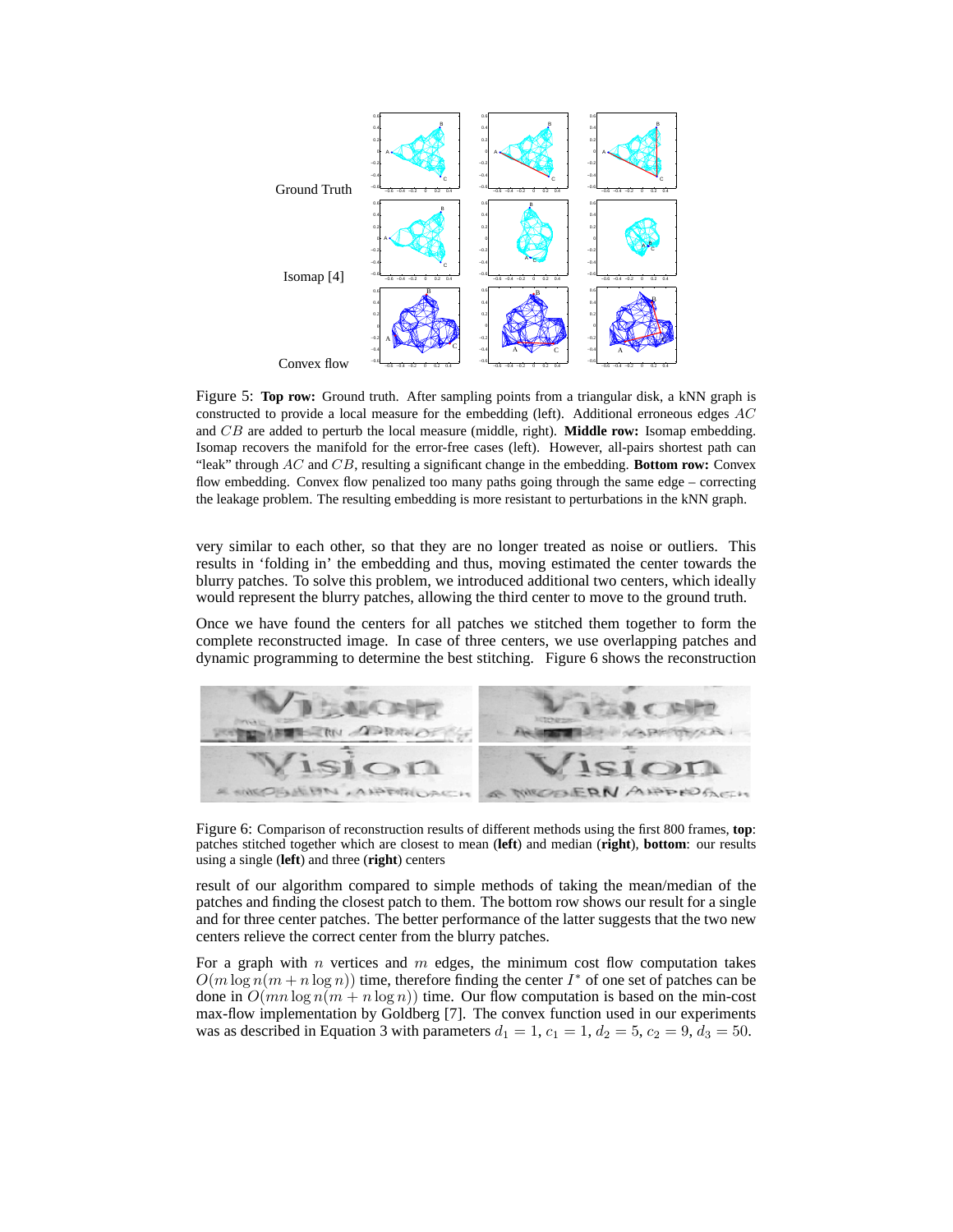Figure 5: **Top row:** Ground truth. After sampling points from a triangular disk, a kNN graph is constructed to provide a local measure for the embedding (left). Additional erroneous edges $AC$ and $CB$ are added to perturb the local measure (middle, right). **Middle row:** Isomap embedding. Isomap recovers the manifold for the error-free cases (left). However, all-pairs shortest path can "leak" through $AC$ and $CB$, resulting a significant change in the embedding. **Bottom row:** Convex flow embedding. Convex flow penalized too many paths going through the same edge – correcting the leakage problem. The resulting embedding is more resistant to perturbations in the kNN graph.

very similar to each other, so that they are no longer treated as noise or outliers. This results in 'folding in' the embedding and thus, moving estimated the center towards the blurry patches. To solve this problem, we introduced additional two centers, which ideally would represent the blurry patches, allowing the third center to move to the ground truth.

Once we have found the centers for all patches we stitched them together to form the complete reconstructed image. In case of three centers, we use overlapping patches and dynamic programming to determine the best stitching. Figure 6 shows the reconstruction

Figure 6: Comparison of reconstruction results of different methods using the first 800 frames, **top**: patches stitched together which are closest to mean (**left**) and median (**right**), **bottom**: our results using a single (**left**) and three (**right**) centers

result of our algorithm compared to simple methods of taking the mean/median of the patches and finding the closest patch to them. The bottom row shows our result for a single and for three center patches. The better performance of the latter suggests that the two new centers relieve the correct center from the blurry patches.

For a graph with $n$ vertices and $m$ edges, the minimum cost flow computation takes $O(m \log n(m + n \log n))$ time, therefore finding the center $I^*$ of one set of patches can be done in $O(mn \log n(m + n \log n))$ time. Our flow computation is based on the min-cost max-flow implementation by Goldberg [7]. The convex function used in our experiments was as described in Equation 3 with parameters $d_1 = 1$, $c_1 = 1$, $d_2 = 5$, $c_2 = 9$, $d_3 = 50$.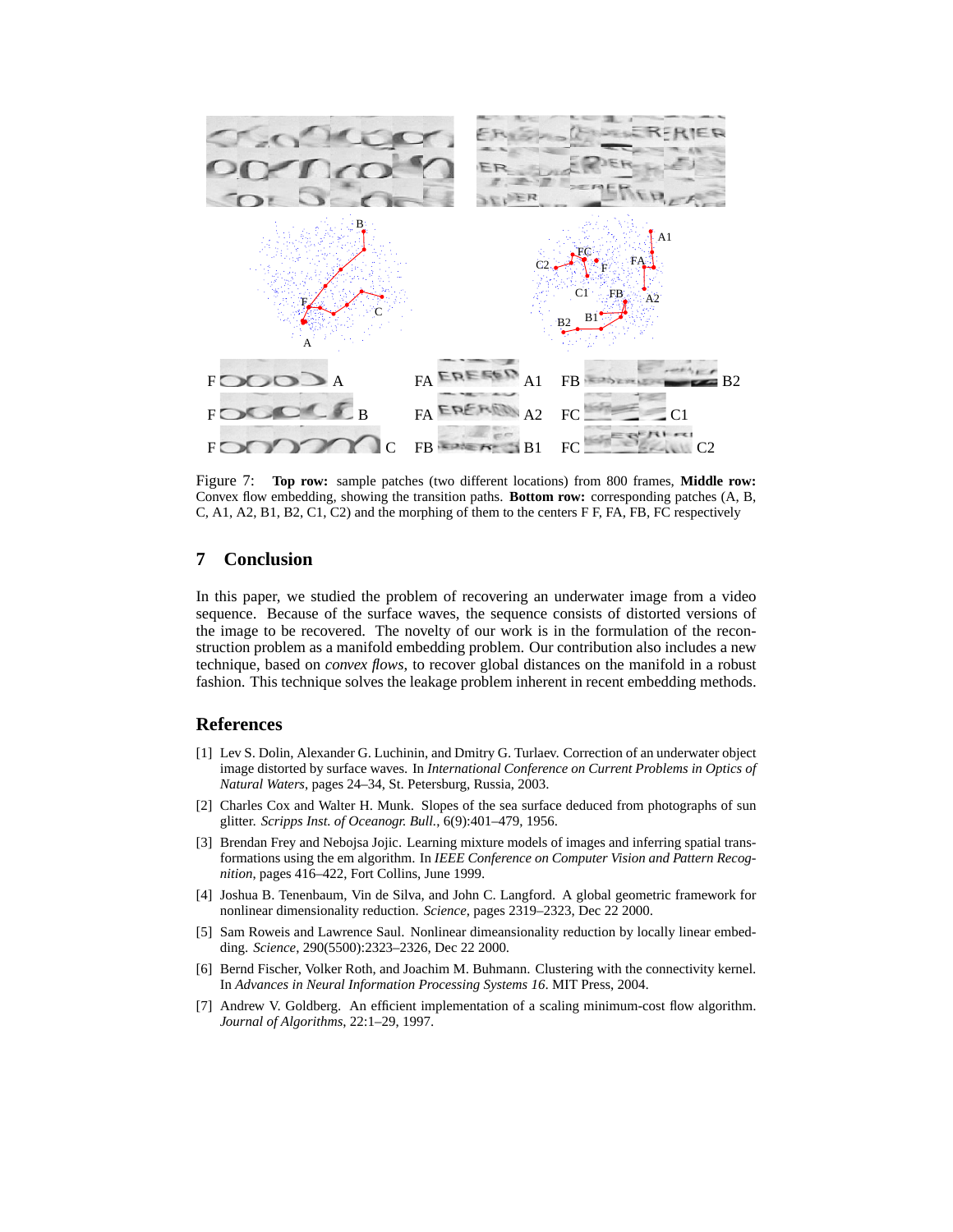F A
F B
F C
FA A1
FA A2
FB B1
FB B2
FC C1
FC C2

Figure 7: **Top row:** sample patches (two different locations) from 800 frames, **Middle row:** Convex flow embedding, showing the transition paths. **Bottom row:** corresponding patches (A, B, C, A1, A2, B1, B2, C1, C2) and the morphing of them to the centers F F, FA, FB, FC respectively

## 7 Conclusion

In this paper, we studied the problem of recovering an underwater image from a video sequence. Because of the surface waves, the sequence consists of distorted versions of the image to be recovered. The novelty of our work is in the formulation of the reconstruction problem as a manifold embedding problem. Our contribution also includes a new technique, based on *convex flows*, to recover global distances on the manifold in a robust fashion. This technique solves the leakage problem inherent in recent embedding methods.

## References

[1] Lev S. Dolin, Alexander G. Luchinin, and Dmitry G. Turlaev. Correction of an underwater object image distorted by surface waves. In *International Conference on Current Problems in Optics of Natural Waters*, pages 24–34, St. Petersburg, Russia, 2003.

[2] Charles Cox and Walter H. Munk. Slopes of the sea surface deduced from photographs of sun glitter. *Scripps Inst. of Oceanogr. Bull.*, 6(9):401–479, 1956.

[3] Brendan Frey and Nebojsa Jojic. Learning mixture models of images and inferring spatial transformations using the em algorithm. In *IEEE Conference on Computer Vision and Pattern Recognition*, pages 416–422, Fort Collins, June 1999.

[4] Joshua B. Tenenbaum, Vin de Silva, and John C. Langford. A global geometric framework for nonlinear dimensionality reduction. *Science*, pages 2319–2323, Dec 22 2000.

[5] Sam Roweis and Lawrence Saul. Nonlinear dimeansionality reduction by locally linear embedding. *Science*, 290(5500):2323–2326, Dec 22 2000.

[6] Bernd Fischer, Volker Roth, and Joachim M. Buhmann. Clustering with the connectivity kernel. In *Advances in Neural Information Processing Systems 16*. MIT Press, 2004.

[7] Andrew V. Goldberg. An efficient implementation of a scaling minimum-cost flow algorithm. *Journal of Algorithms*, 22:1–29, 1997.